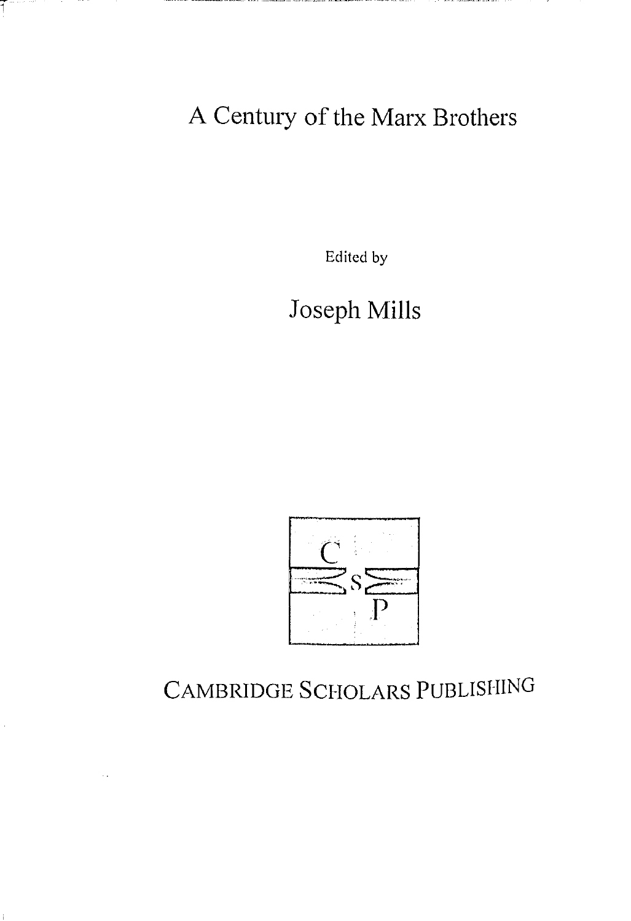# A Century of the Marx Brothers

Edited by

## Joseph Mills

C S P

CAMBRIDGE SCHOLARS PUBLISHING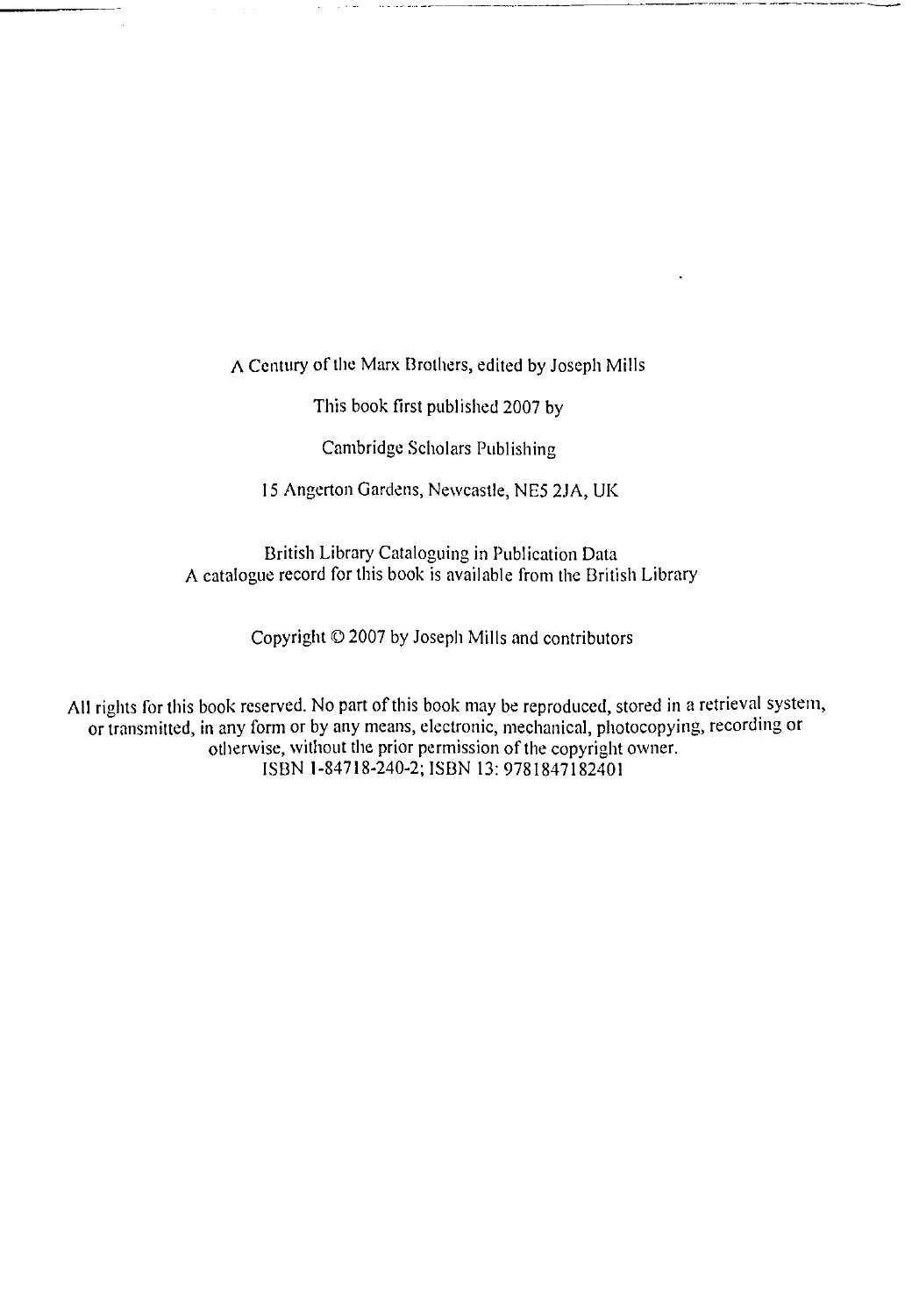A Century of the Marx Brothers, edited by Joseph Mills

This book first published 2007 by

Cambridge Scholars Publishing

15 Angerton Gardens, Newcastle, NE5 2JA, UK

British Library Cataloguing in Publication Data
A catalogue record for this book is available from the British Library

Copyright © 2007 by Joseph Mills and contributors

All rights for this book reserved. No part of this book may be reproduced, stored in a retrieval system, or transmitted, in any form or by any means, electronic, mechanical, photocopying, recording or otherwise, without the prior permission of the copyright owner.
ISBN 1-84718-240-2; ISBN 13: 9781847182401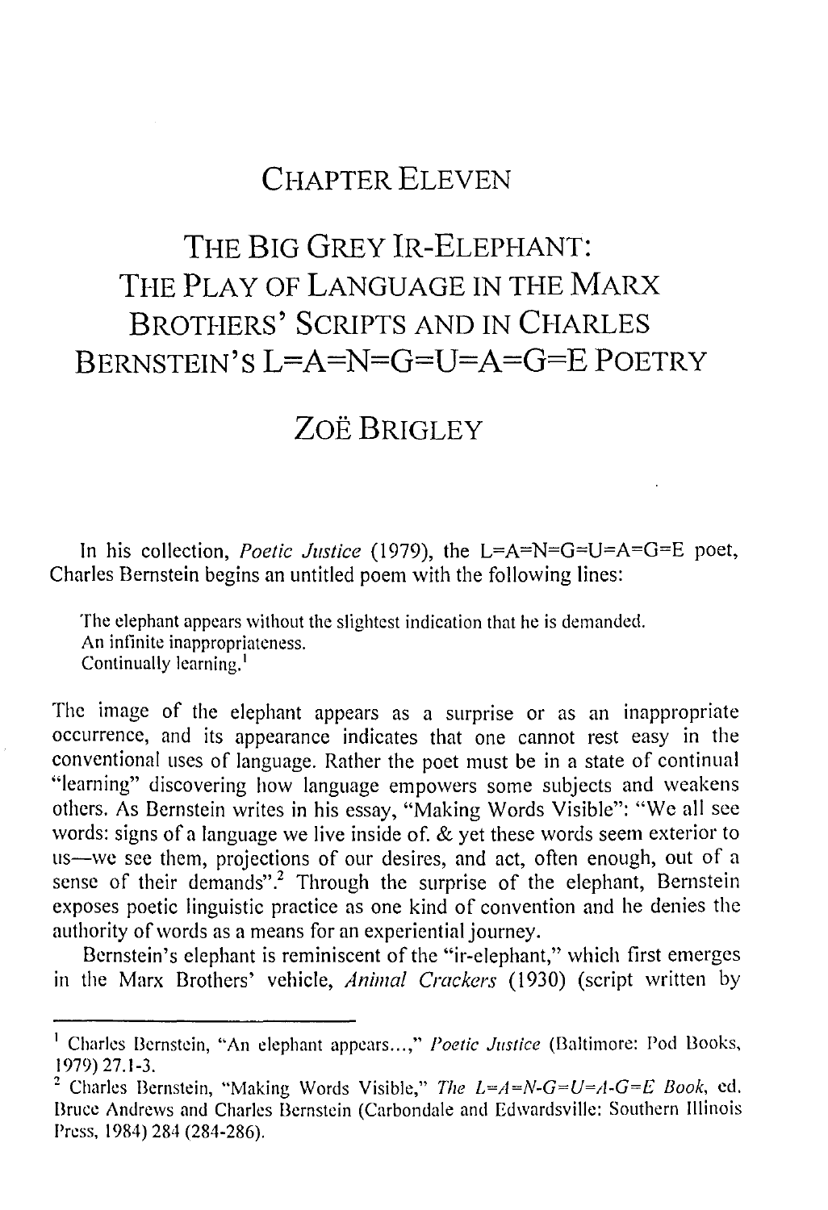# CHAPTER ELEVEN

# THE BIG GREY IR-ELEPHANT: THE PLAY OF LANGUAGE IN THE MARX BROTHERS' SCRIPTS AND IN CHARLES BERNSTEIN'S L=A=N=G=U=A=G=E POETRY

## ZOË BRIGLEY

In his collection, *Poetic Justice* (1979), the L=A=N=G=U=A=G=E poet, Charles Bernstein begins an untitled poem with the following lines:

> The elephant appears without the slightest indication that he is demanded.
> An infinite inappropriateness.
> Continually learning.[1]

The image of the elephant appears as a surprise or as an inappropriate occurrence, and its appearance indicates that one cannot rest easy in the conventional uses of language. Rather the poet must be in a state of continual "learning" discovering how language empowers some subjects and weakens others. As Bernstein writes in his essay, "Making Words Visible": "We all see words: signs of a language we live inside of. & yet these words seem exterior to us—we see them, projections of our desires, and act, often enough, out of a sense of their demands".[2] Through the surprise of the elephant, Bernstein exposes poetic linguistic practice as one kind of convention and he denies the authority of words as a means for an experiential journey.

Bernstein's elephant is reminiscent of the "ir-elephant," which first emerges in the Marx Brothers' vehicle, *Animal Crackers* (1930) (script written by

---

[1] Charles Bernstein, "An elephant appears...," *Poetic Justice* (Baltimore: Pod Books, 1979) 27.1-3.

[2] Charles Bernstein, "Making Words Visible," *The L=A=N-G=U=A-G=E Book*, ed. Bruce Andrews and Charles Bernstein (Carbondale and Edwardsville: Southern Illinois Press, 1984) 284 (284-286).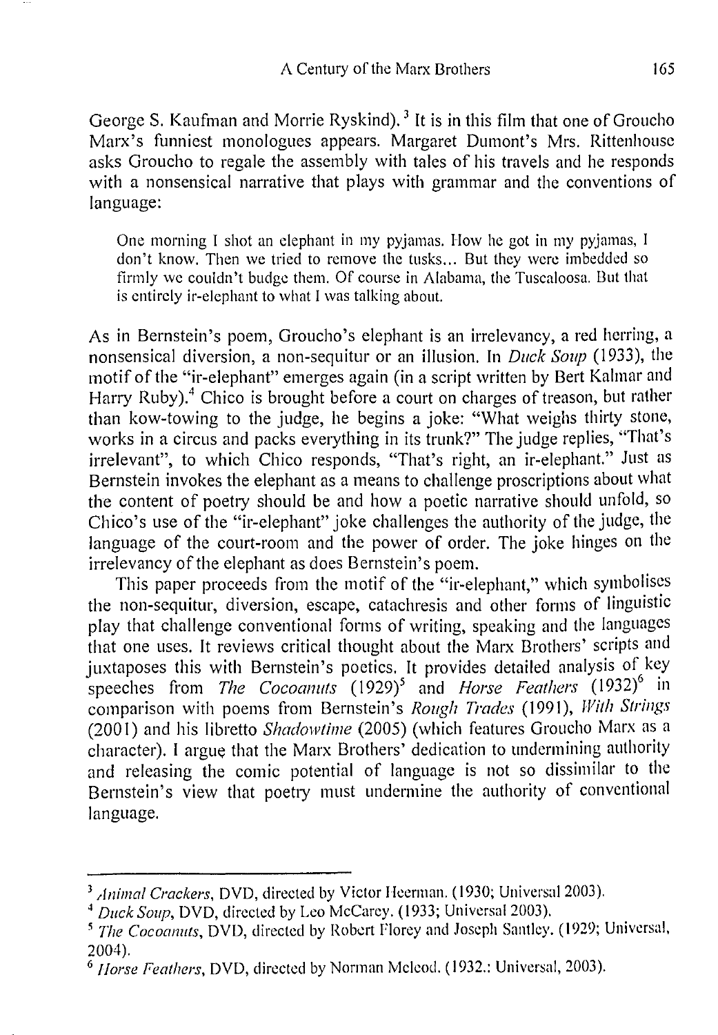George S. Kaufman and Morrie Ryskind).[3] It is in this film that one of Groucho Marx's funniest monologues appears. Margaret Dumont's Mrs. Rittenhouse asks Groucho to regale the assembly with tales of his travels and he responds with a nonsensical narrative that plays with grammar and the conventions of language:

> One morning I shot an elephant in my pyjamas. How he got in my pyjamas, I don't know. Then we tried to remove the tusks... But they were imbedded so firmly we couldn't budge them. Of course in Alabama, the Tuscaloosa. But that is entirely ir-elephant to what I was talking about.

As in Bernstein's poem, Groucho's elephant is an irrelevancy, a red herring, a nonsensical diversion, a non-sequitur or an illusion. In *Duck Soup* (1933), the motif of the "ir-elephant" emerges again (in a script written by Bert Kalmar and Harry Ruby).[4] Chico is brought before a court on charges of treason, but rather than kow-towing to the judge, he begins a joke: "What weighs thirty stone, works in a circus and packs everything in its trunk?" The judge replies, "That's irrelevant", to which Chico responds, "That's right, an ir-elephant." Just as Bernstein invokes the elephant as a means to challenge proscriptions about what the content of poetry should be and how a poetic narrative should unfold, so Chico's use of the "ir-elephant" joke challenges the authority of the judge, the language of the court-room and the power of order. The joke hinges on the irrelevancy of the elephant as does Bernstein's poem.

This paper proceeds from the motif of the "ir-elephant," which symbolises the non-sequitur, diversion, escape, catachresis and other forms of linguistic play that challenge conventional forms of writing, speaking and the languages that one uses. It reviews critical thought about the Marx Brothers' scripts and juxtaposes this with Bernstein's poetics. It provides detailed analysis of key speeches from *The Cocoanuts* (1929)[5] and *Horse Feathers* (1932)[6] in comparison with poems from Bernstein's *Rough Trades* (1991), *With Strings* (2001) and his libretto *Shadowtime* (2005) (which features Groucho Marx as a character). I argue that the Marx Brothers' dedication to undermining authority and releasing the comic potential of language is not so dissimilar to the Bernstein's view that poetry must undermine the authority of conventional language.

---

[3] *Animal Crackers*, DVD, directed by Victor Heerman. (1930; Universal 2003).

[4] *Duck Soup*, DVD, directed by Leo McCarey. (1933; Universal 2003).

[5] *The Cocoanuts*, DVD, directed by Robert Florey and Joseph Santley. (1929; Universal, 2004).

[6] *Horse Feathers*, DVD, directed by Norman Mcleod. (1932.: Universal, 2003).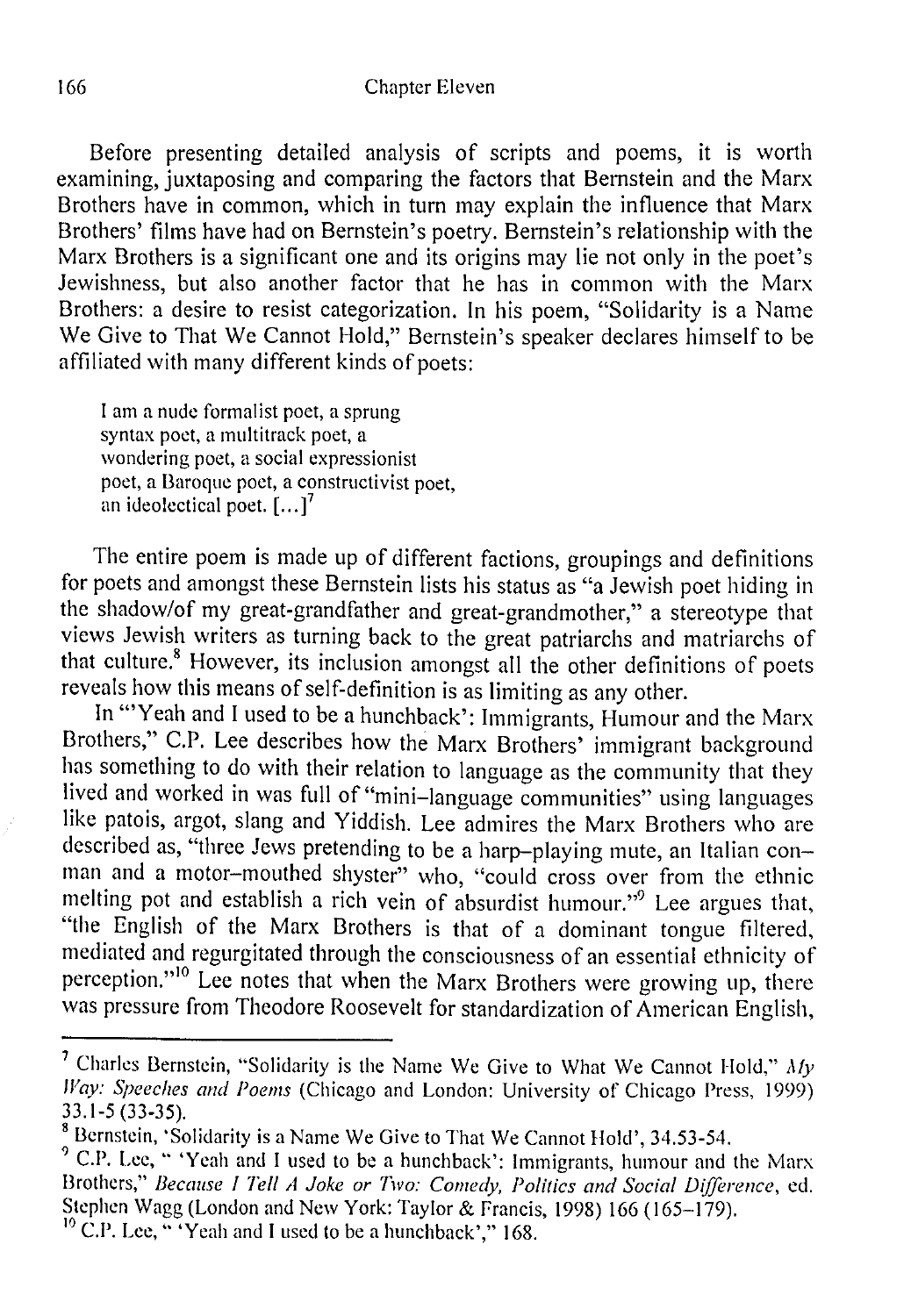Before presenting detailed analysis of scripts and poems, it is worth examining, juxtaposing and comparing the factors that Bernstein and the Marx Brothers have in common, which in turn may explain the influence that Marx Brothers' films have had on Bernstein's poetry. Bernstein's relationship with the Marx Brothers is a significant one and its origins may lie not only in the poet's Jewishness, but also another factor that he has in common with the Marx Brothers: a desire to resist categorization. In his poem, "Solidarity is a Name We Give to That We Cannot Hold," Bernstein's speaker declares himself to be affiliated with many different kinds of poets:

> I am a nude formalist poet, a sprung
> syntax poet, a multitrack poet, a
> wondering poet, a social expressionist
> poet, a Baroque poet, a constructivist poet,
> an ideolectical poet. [...][7]

The entire poem is made up of different factions, groupings and definitions for poets and amongst these Bernstein lists his status as "a Jewish poet hiding in the shadow/of my great-grandfather and great-grandmother," a stereotype that views Jewish writers as turning back to the great patriarchs and matriarchs of that culture.[8] However, its inclusion amongst all the other definitions of poets reveals how this means of self-definition is as limiting as any other.

In "'Yeah and I used to be a hunchback': Immigrants, Humour and the Marx Brothers," C.P. Lee describes how the Marx Brothers' immigrant background has something to do with their relation to language as the community that they lived and worked in was full of "mini-language communities" using languages like patois, argot, slang and Yiddish. Lee admires the Marx Brothers who are described as, "three Jews pretending to be a harp-playing mute, an Italian con-man and a motor-mouthed shyster" who, "could cross over from the ethnic melting pot and establish a rich vein of absurdist humour."[9] Lee argues that, "the English of the Marx Brothers is that of a dominant tongue filtered, mediated and regurgitated through the consciousness of an essential ethnicity of perception."[10] Lee notes that when the Marx Brothers were growing up, there was pressure from Theodore Roosevelt for standardization of American English,

---

[7] Charles Bernstein, "Solidarity is the Name We Give to What We Cannot Hold," *My Way: Speeches and Poems* (Chicago and London: University of Chicago Press, 1999) 33.1-5 (33-35).

[8] Bernstein, 'Solidarity is a Name We Give to That We Cannot Hold', 34.53-54.

[9] C.P. Lee, " 'Yeah and I used to be a hunchback': Immigrants, humour and the Marx Brothers," *Because I Tell A Joke or Two: Comedy, Politics and Social Difference*, ed. Stephen Wagg (London and New York: Taylor & Francis, 1998) 166 (165–179).

[10] C.P. Lee, " 'Yeah and I used to be a hunchback'," 168.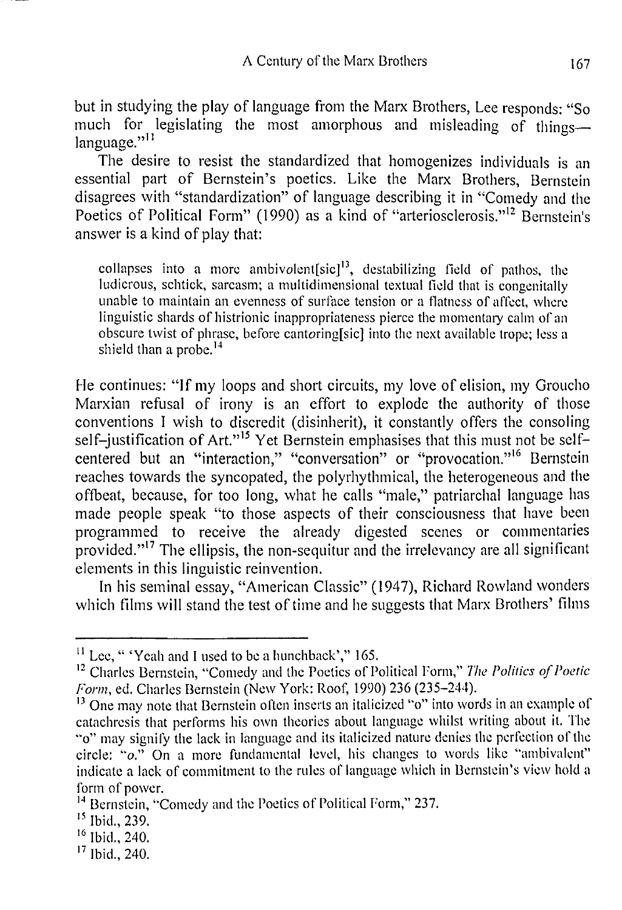but in studying the play of language from the Marx Brothers, Lee responds: "So much for legislating the most amorphous and misleading of things—language."[11]

The desire to resist the standardized that homogenizes individuals is an essential part of Bernstein's poetics. Like the Marx Brothers, Bernstein disagrees with "standardization" of language describing it in "Comedy and the Poetics of Political Form" (1990) as a kind of "arteriosclerosis."[12] Bernstein's answer is a kind of play that:

> collapses into a more ambiv*o*lent[sic][13], destabilizing field of pathos, the ludicrous, schtick, sarcasm; a multidimensional textual field that is congenitally unable to maintain an evenness of surface tension or a flatness of affect, where linguistic shards of histrionic inappropriateness pierce the momentary calm of an obscure twist of phrase, before cant*o*ring[sic] into the next available trope; less a shield than a probe.[14]

He continues: "If my loops and short circuits, my love of elision, my Groucho Marxian refusal of irony is an effort to explode the authority of those conventions I wish to discredit (disinherit), it constantly offers the consoling self–justification of Art."[15] Yet Bernstein emphasises that this must not be self-centered but an "interaction," "conversation" or "provocation."[16] Bernstein reaches towards the syncopated, the polyrhythmical, the heterogeneous and the offbeat, because, for too long, what he calls "male," patriarchal language has made people speak "to those aspects of their consciousness that have been programmed to receive the already digested scenes or commentaries provided."[17] The ellipsis, the non-sequitur and the irrelevancy are all significant elements in this linguistic reinvention.

In his seminal essay, "American Classic" (1947), Richard Rowland wonders which films will stand the test of time and he suggests that Marx Brothers' films

---

[11] Lee, " 'Yeah and I used to be a hunchback'," 165.

[12] Charles Bernstein, "Comedy and the Poetics of Political Form," *The Politics of Poetic Form*, ed. Charles Bernstein (New York: Roof, 1990) 236 (235–244).

[13] One may note that Bernstein often inserts an italicized "o" into words in an example of catachresis that performs his own theories about language whilst writing about it. The "o" may signify the lack in language and its italicized nature denies the perfection of the circle: "*o*." On a more fundamental level, his changes to words like "ambivalent" indicate a lack of commitment to the rules of language which in Bernstein's view hold a form of power.

[14] Bernstein, "Comedy and the Poetics of Political Form," 237.

[15] Ibid., 239.

[16] Ibid., 240.

[17] Ibid., 240.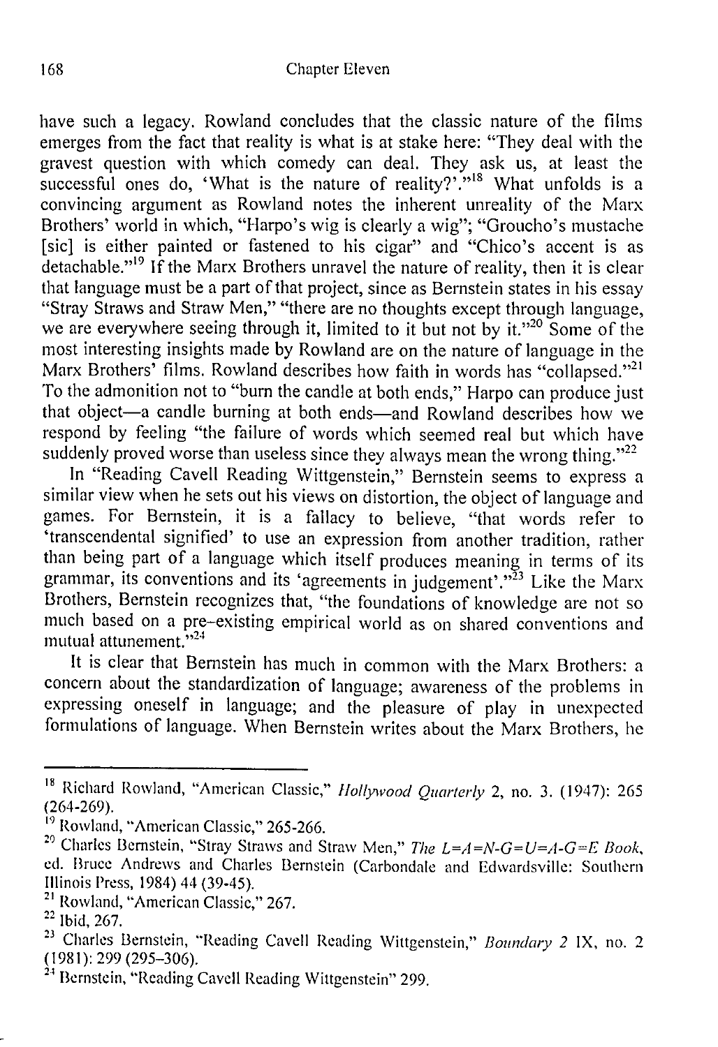have such a legacy. Rowland concludes that the classic nature of the films emerges from the fact that reality is what is at stake here: "They deal with the gravest question with which comedy can deal. They ask us, at least the successful ones do, 'What is the nature of reality?'."[18] What unfolds is a convincing argument as Rowland notes the inherent unreality of the Marx Brothers' world in which, "Harpo's wig is clearly a wig"; "Groucho's mustache [sic] is either painted or fastened to his cigar" and "Chico's accent is as detachable."[19] If the Marx Brothers unravel the nature of reality, then it is clear that language must be a part of that project, since as Bernstein states in his essay "Stray Straws and Straw Men," "there are no thoughts except through language, we are everywhere seeing through it, limited to it but not by it."[20] Some of the most interesting insights made by Rowland are on the nature of language in the Marx Brothers' films. Rowland describes how faith in words has "collapsed."[21] To the admonition not to "burn the candle at both ends," Harpo can produce just that object—a candle burning at both ends—and Rowland describes how we respond by feeling "the failure of words which seemed real but which have suddenly proved worse than useless since they always mean the wrong thing."[22]

In "Reading Cavell Reading Wittgenstein," Bernstein seems to express a similar view when he sets out his views on distortion, the object of language and games. For Bernstein, it is a fallacy to believe, "that words refer to 'transcendental signified' to use an expression from another tradition, rather than being part of a language which itself produces meaning in terms of its grammar, its conventions and its 'agreements in judgement'."[23] Like the Marx Brothers, Bernstein recognizes that, "the foundations of knowledge are not so much based on a pre-existing empirical world as on shared conventions and mutual attunement."[24]

It is clear that Bernstein has much in common with the Marx Brothers: a concern about the standardization of language; awareness of the problems in expressing oneself in language; and the pleasure of play in unexpected formulations of language. When Bernstein writes about the Marx Brothers, he

---

[18] Richard Rowland, "American Classic," *Hollywood Quarterly* 2, no. 3. (1947): 265 (264-269).

[19] Rowland, "American Classic," 265-266.

[20] Charles Bernstein, "Stray Straws and Straw Men," *The L=A=N-G=U=A-G=E Book*, ed. Bruce Andrews and Charles Bernstein (Carbondale and Edwardsville: Southern Illinois Press, 1984) 44 (39-45).

[21] Rowland, "American Classic," 267.

[22] Ibid, 267.

[23] Charles Bernstein, "Reading Cavell Reading Wittgenstein," *Boundary 2* IX, no. 2 (1981): 299 (295–306).

[24] Bernstein, "Reading Cavell Reading Wittgenstein" 299.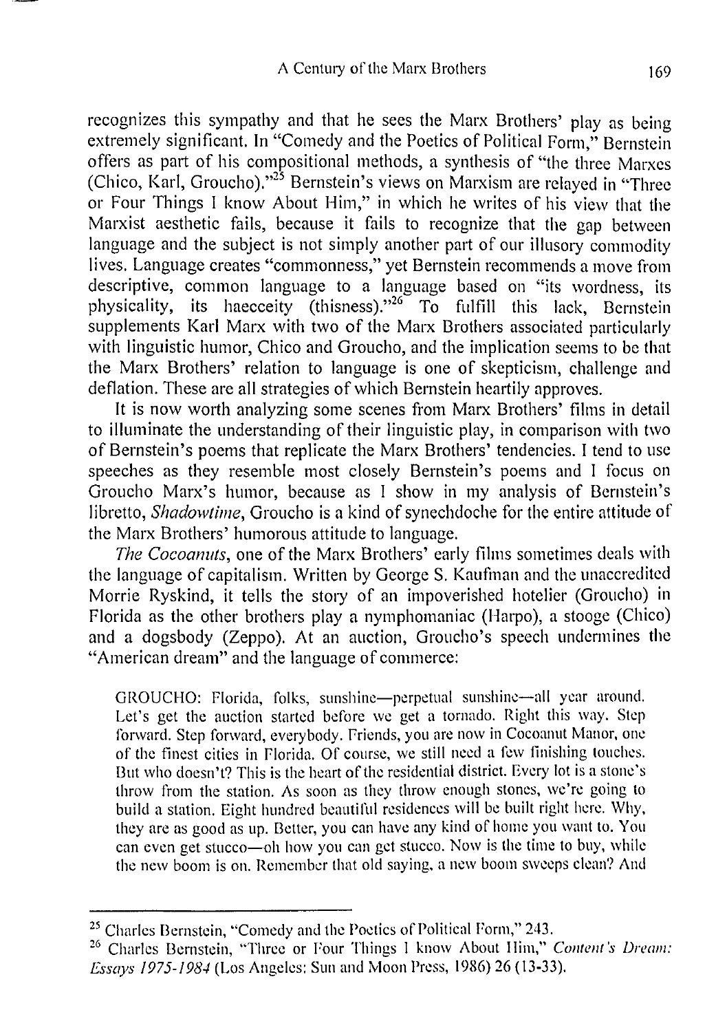recognizes this sympathy and that he sees the Marx Brothers' play as being extremely significant. In "Comedy and the Poetics of Political Form," Bernstein offers as part of his compositional methods, a synthesis of "the three Marxes (Chico, Karl, Groucho)."[25] Bernstein's views on Marxism are relayed in "Three or Four Things I know About Him," in which he writes of his view that the Marxist aesthetic fails, because it fails to recognize that the gap between language and the subject is not simply another part of our illusory commodity lives. Language creates "commonness," yet Bernstein recommends a move from descriptive, common language to a language based on "its wordness, its physicality, its haecceity (thisness)."[26] To fulfill this lack, Bernstein supplements Karl Marx with two of the Marx Brothers associated particularly with linguistic humor, Chico and Groucho, and the implication seems to be that the Marx Brothers' relation to language is one of skepticism, challenge and deflation. These are all strategies of which Bernstein heartily approves.

It is now worth analyzing some scenes from Marx Brothers' films in detail to illuminate the understanding of their linguistic play, in comparison with two of Bernstein's poems that replicate the Marx Brothers' tendencies. I tend to use speeches as they resemble most closely Bernstein's poems and I focus on Groucho Marx's humor, because as I show in my analysis of Bernstein's libretto, *Shadowtime*, Groucho is a kind of synechdoche for the entire attitude of the Marx Brothers' humorous attitude to language.

*The Cocoanuts*, one of the Marx Brothers' early films sometimes deals with the language of capitalism. Written by George S. Kaufman and the unaccredited Morrie Ryskind, it tells the story of an impoverished hotelier (Groucho) in Florida as the other brothers play a nymphomaniac (Harpo), a stooge (Chico) and a dogsbody (Zeppo). At an auction, Groucho's speech undermines the "American dream" and the language of commerce:

> GROUCHO: Florida, folks, sunshine—perpetual sunshine—all year around. Let's get the auction started before we get a tornado. Right this way. Step forward. Step forward, everybody. Friends, you are now in Cocoanut Manor, one of the finest cities in Florida. Of course, we still need a few finishing touches. But who doesn't? This is the heart of the residential district. Every lot is a stone's throw from the station. As soon as they throw enough stones, we're going to build a station. Eight hundred beautiful residences will be built right here. Why, they are as good as up. Better, you can have any kind of home you want to. You can even get stucco—oh how you can get stucco. Now is the time to buy, while the new boom is on. Remember that old saying, a new boom sweeps clean? And

---

[25] Charles Bernstein, "Comedy and the Poetics of Political Form," 243.

[26] Charles Bernstein, "Three or Four Things I know About Him," *Content's Dream: Essays 1975-1984* (Los Angeles: Sun and Moon Press, 1986) 26 (13-33).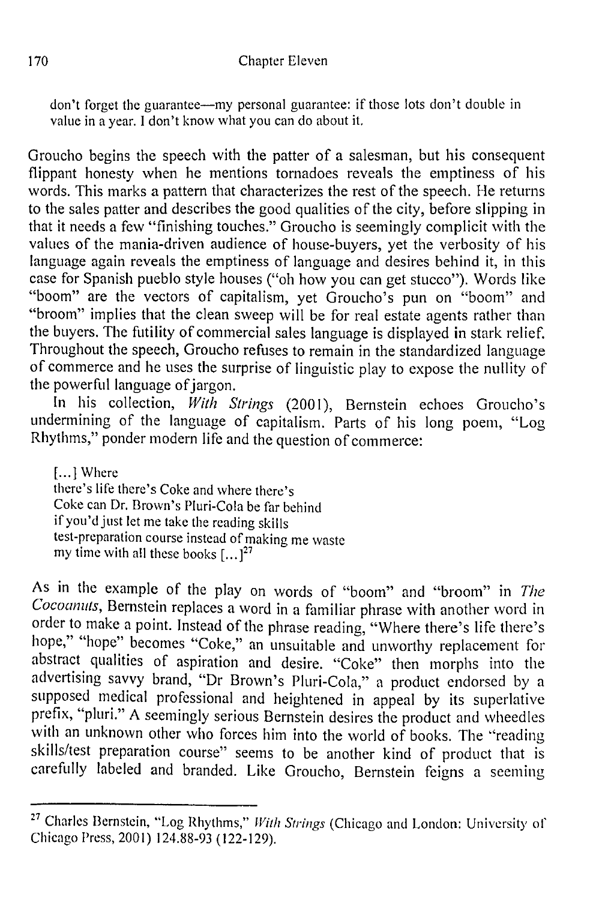don't forget the guarantee—my personal guarantee: if those lots don't double in value in a year. I don't know what you can do about it.

Groucho begins the speech with the patter of a salesman, but his consequent flippant honesty when he mentions tornadoes reveals the emptiness of his words. This marks a pattern that characterizes the rest of the speech. He returns to the sales patter and describes the good qualities of the city, before slipping in that it needs a few "finishing touches." Groucho is seemingly complicit with the values of the mania-driven audience of house-buyers, yet the verbosity of his language again reveals the emptiness of language and desires behind it, in this case for Spanish pueblo style houses ("oh how you can get stucco"). Words like "boom" are the vectors of capitalism, yet Groucho's pun on "boom" and "broom" implies that the clean sweep will be for real estate agents rather than the buyers. The futility of commercial sales language is displayed in stark relief. Throughout the speech, Groucho refuses to remain in the standardized language of commerce and he uses the surprise of linguistic play to expose the nullity of the powerful language of jargon.

In his collection, *With Strings* (2001), Bernstein echoes Groucho's undermining of the language of capitalism. Parts of his long poem, "Log Rhythms," ponder modern life and the question of commerce:

> [...] Where
> there's life there's Coke and where there's
> Coke can Dr. Brown's Pluri-Cola be far behind
> if you'd just let me take the reading skills
> test-preparation course instead of making me waste
> my time with all these books [...][27]

As in the example of the play on words of "boom" and "broom" in *The Cocoanuts*, Bernstein replaces a word in a familiar phrase with another word in order to make a point. Instead of the phrase reading, "Where there's life there's hope," "hope" becomes "Coke," an unsuitable and unworthy replacement for abstract qualities of aspiration and desire. "Coke" then morphs into the advertising savvy brand, "Dr Brown's Pluri-Cola," a product endorsed by a supposed medical professional and heightened in appeal by its superlative prefix, "pluri." A seemingly serious Bernstein desires the product and wheedles with an unknown other who forces him into the world of books. The "reading skills/test preparation course" seems to be another kind of product that is carefully labeled and branded. Like Groucho, Bernstein feigns a seeming

---

[27] Charles Bernstein, "Log Rhythms," *With Strings* (Chicago and London: University of Chicago Press, 2001) 124.88-93 (122-129).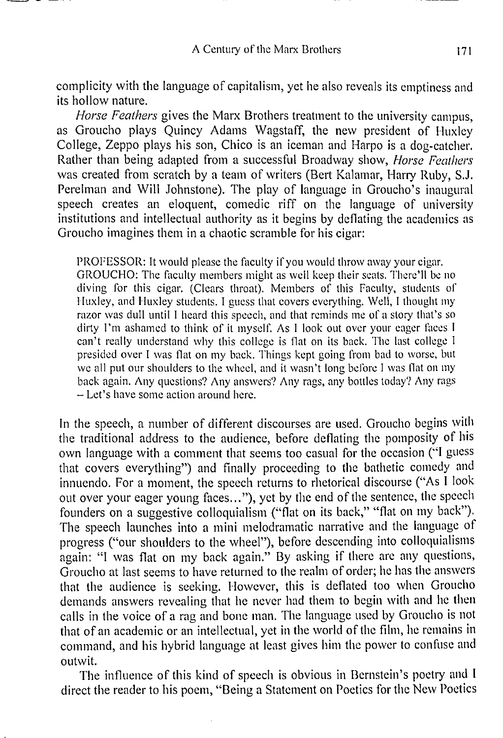complicity with the language of capitalism, yet he also reveals its emptiness and its hollow nature.

*Horse Feathers* gives the Marx Brothers treatment to the university campus, as Groucho plays Quincy Adams Wagstaff, the new president of Huxley College, Zeppo plays his son, Chico is an iceman and Harpo is a dog-catcher. Rather than being adapted from a successful Broadway show, *Horse Feathers* was created from scratch by a team of writers (Bert Kalamar, Harry Ruby, S.J. Perelman and Will Johnstone). The play of language in Groucho's inaugural speech creates an eloquent, comedic riff on the language of university institutions and intellectual authority as it begins by deflating the academics as Groucho imagines them in a chaotic scramble for his cigar:

> PROFESSOR: It would please the faculty if you would throw away your cigar.
> GROUCHO: The faculty members might as well keep their seats. There'll be no diving for this cigar. (Clears throat). Members of this Faculty, students of Huxley, and Huxley students. I guess that covers everything. Well, I thought my razor was dull until I heard this speech, and that reminds me of a story that's so dirty I'm ashamed to think of it myself. As I look out over your eager faces I can't really understand why this college is flat on its back. The last college I presided over I was flat on my back. Things kept going from bad to worse, but we all put our shoulders to the wheel, and it wasn't long before I was flat on my back again. Any questions? Any answers? Any rags, any bottles today? Any rags – Let's have some action around here.

In the speech, a number of different discourses are used. Groucho begins with the traditional address to the audience, before deflating the pomposity of his own language with a comment that seems too casual for the occasion ("I guess that covers everything") and finally proceeding to the bathetic comedy and innuendo. For a moment, the speech returns to rhetorical discourse ("As I look out over your eager young faces..."), yet by the end of the sentence, the speech founders on a suggestive colloquialism ("flat on its back," "flat on my back"). The speech launches into a mini melodramatic narrative and the language of progress ("our shoulders to the wheel"), before descending into colloquialisms again: "I was flat on my back again." By asking if there are any questions, Groucho at last seems to have returned to the realm of order; he has the answers that the audience is seeking. However, this is deflated too when Groucho demands answers revealing that he never had them to begin with and he then calls in the voice of a rag and bone man. The language used by Groucho is not that of an academic or an intellectual, yet in the world of the film, he remains in command, and his hybrid language at least gives him the power to confuse and outwit.

The influence of this kind of speech is obvious in Bernstein's poetry and I direct the reader to his poem, "Being a Statement on Poetics for the New Poetics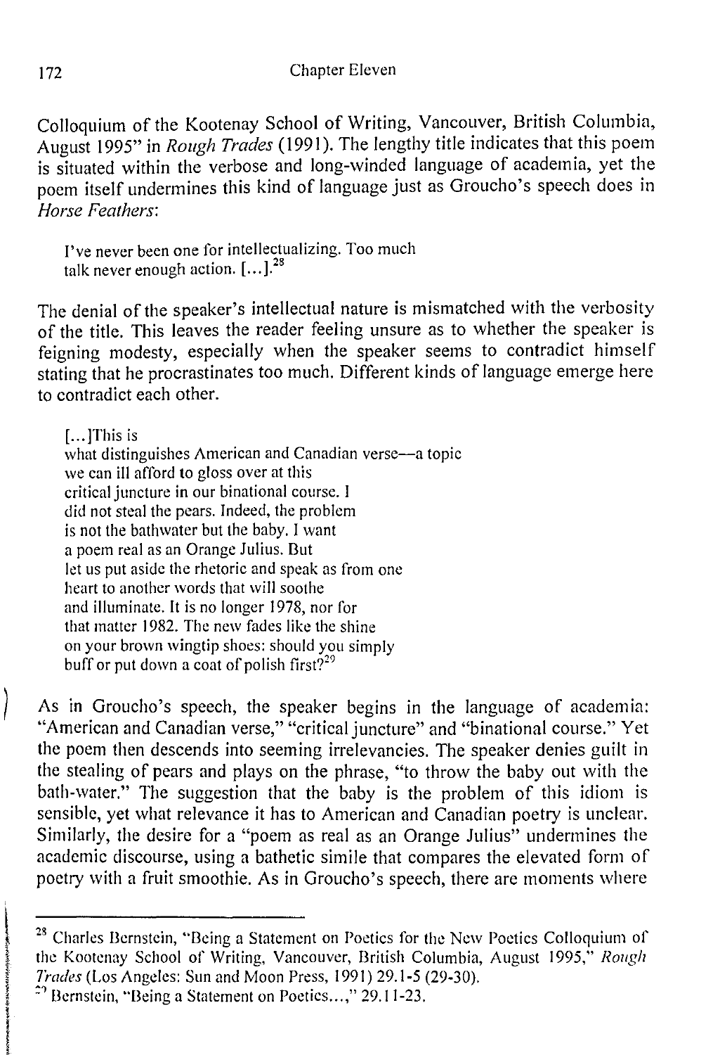Colloquium of the Kootenay School of Writing, Vancouver, British Columbia, August 1995" in *Rough Trades* (1991). The lengthy title indicates that this poem is situated within the verbose and long-winded language of academia, yet the poem itself undermines this kind of language just as Groucho's speech does in *Horse Feathers*:

> I've never been one for intellectualizing. Too much
> talk never enough action. [...].[28]

The denial of the speaker's intellectual nature is mismatched with the verbosity of the title. This leaves the reader feeling unsure as to whether the speaker is feigning modesty, especially when the speaker seems to contradict himself stating that he procrastinates too much. Different kinds of language emerge here to contradict each other.

> [...]This is
> what distinguishes American and Canadian verse—a topic
> we can ill afford to gloss over at this
> critical juncture in our binational course. I
> did not steal the pears. Indeed, the problem
> is not the bathwater but the baby. I want
> a poem real as an Orange Julius. But
> let us put aside the rhetoric and speak as from one
> heart to another words that will soothe
> and illuminate. It is no longer 1978, nor for
> that matter 1982. The new fades like the shine
> on your brown wingtip shoes: should you simply
> buff or put down a coat of polish first?[29]

As in Groucho's speech, the speaker begins in the language of academia: "American and Canadian verse," "critical juncture" and "binational course." Yet the poem then descends into seeming irrelevancies. The speaker denies guilt in the stealing of pears and plays on the phrase, "to throw the baby out with the bath-water." The suggestion that the baby is the problem of this idiom is sensible, yet what relevance it has to American and Canadian poetry is unclear. Similarly, the desire for a "poem as real as an Orange Julius" undermines the academic discourse, using a bathetic simile that compares the elevated form of poetry with a fruit smoothie. As in Groucho's speech, there are moments where

---

[28] Charles Bernstein, "Being a Statement on Poetics for the New Poetics Colloquium of the Kootenay School of Writing, Vancouver, British Columbia, August 1995," *Rough Trades* (Los Angeles: Sun and Moon Press, 1991) 29.1-5 (29-30).

[29] Bernstein, "Being a Statement on Poetics...," 29.11-23.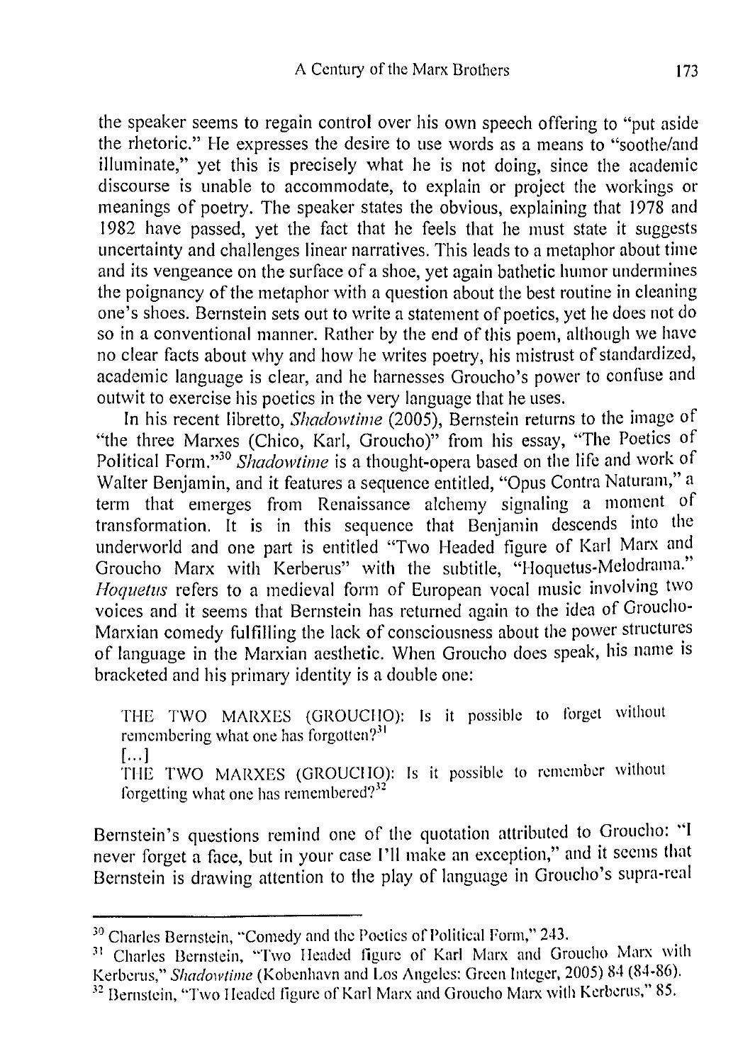the speaker seems to regain control over his own speech offering to "put aside the rhetoric." He expresses the desire to use words as a means to "soothe/and illuminate," yet this is precisely what he is not doing, since the academic discourse is unable to accommodate, to explain or project the workings or meanings of poetry. The speaker states the obvious, explaining that 1978 and 1982 have passed, yet the fact that he feels that he must state it suggests uncertainty and challenges linear narratives. This leads to a metaphor about time and its vengeance on the surface of a shoe, yet again bathetic humor undermines the poignancy of the metaphor with a question about the best routine in cleaning one's shoes. Bernstein sets out to write a statement of poetics, yet he does not do so in a conventional manner. Rather by the end of this poem, although we have no clear facts about why and how he writes poetry, his mistrust of standardized, academic language is clear, and he harnesses Groucho's power to confuse and outwit to exercise his poetics in the very language that he uses.

In his recent libretto, *Shadowtime* (2005), Bernstein returns to the image of "the three Marxes (Chico, Karl, Groucho)" from his essay, "The Poetics of Political Form."[30] *Shadowtime* is a thought-opera based on the life and work of Walter Benjamin, and it features a sequence entitled, "Opus Contra Naturam," a term that emerges from Renaissance alchemy signaling a moment of transformation. It is in this sequence that Benjamin descends into the underworld and one part is entitled "Two Headed figure of Karl Marx and Groucho Marx with Kerberus" with the subtitle, "Hoquetus-Melodrama." *Hoquetus* refers to a medieval form of European vocal music involving two voices and it seems that Bernstein has returned again to the idea of Groucho-Marxian comedy fulfilling the lack of consciousness about the power structures of language in the Marxian aesthetic. When Groucho does speak, his name is bracketed and his primary identity is a double one:

> THE TWO MARXES (GROUCHO): Is it possible to forget without remembering what one has forgotten?[31]
> [...]
> THE TWO MARXES (GROUCHO): Is it possible to remember without forgetting what one has remembered?[32]

Bernstein's questions remind one of the quotation attributed to Groucho: "I never forget a face, but in your case I'll make an exception," and it seems that Bernstein is drawing attention to the play of language in Groucho's supra-real

---

[30] Charles Bernstein, "Comedy and the Poetics of Political Form," 243.

[31] Charles Bernstein, "Two Headed figure of Karl Marx and Groucho Marx with Kerberus," *Shadowtime* (Kobenhavn and Los Angeles: Green Integer, 2005) 84 (84-86).

[32] Bernstein, "Two Headed figure of Karl Marx and Groucho Marx with Kerberus," 85.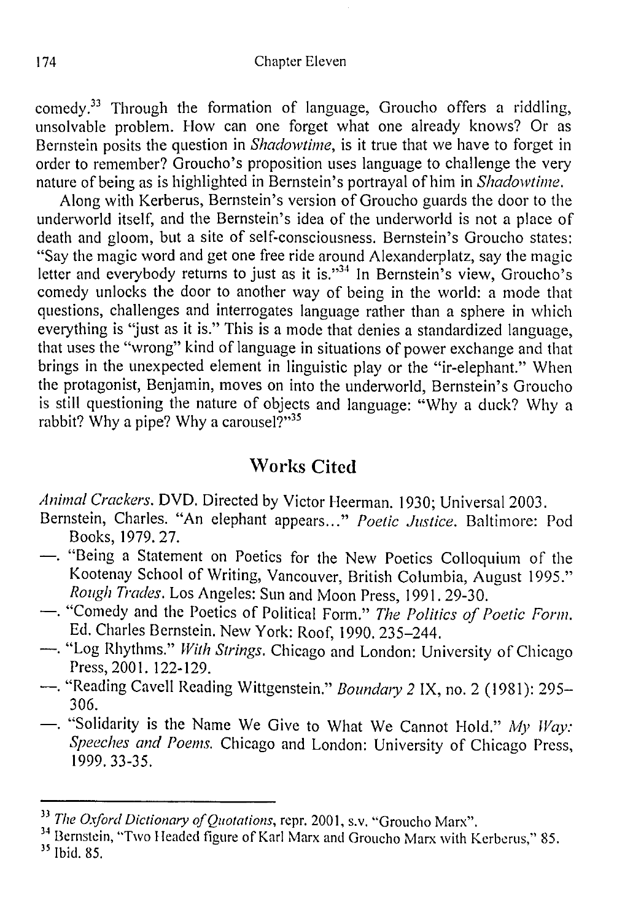comedy.[33] Through the formation of language, Groucho offers a riddling, unsolvable problem. How can one forget what one already knows? Or as Bernstein posits the question in *Shadowtime*, is it true that we have to forget in order to remember? Groucho's proposition uses language to challenge the very nature of being as is highlighted in Bernstein's portrayal of him in *Shadowtime*.

Along with Kerberus, Bernstein's version of Groucho guards the door to the underworld itself, and the Bernstein's idea of the underworld is not a place of death and gloom, but a site of self-consciousness. Bernstein's Groucho states: "Say the magic word and get one free ride around Alexanderplatz, say the magic letter and everybody returns to just as it is."[34] In Bernstein's view, Groucho's comedy unlocks the door to another way of being in the world: a mode that questions, challenges and interrogates language rather than a sphere in which everything is "just as it is." This is a mode that denies a standardized language, that uses the "wrong" kind of language in situations of power exchange and that brings in the unexpected element in linguistic play or the "ir-elephant." When the protagonist, Benjamin, moves on into the underworld, Bernstein's Groucho is still questioning the nature of objects and language: "Why a duck? Why a rabbit? Why a pipe? Why a carousel?"[35]

## Works Cited

*Animal Crackers*. DVD. Directed by Victor Heerman. 1930; Universal 2003.

Bernstein, Charles. "An elephant appears..." *Poetic Justice*. Baltimore: Pod Books, 1979. 27.

—. "Being a Statement on Poetics for the New Poetics Colloquium of the Kootenay School of Writing, Vancouver, British Columbia, August 1995." *Rough Trades*. Los Angeles: Sun and Moon Press, 1991. 29-30.

—. "Comedy and the Poetics of Political Form." *The Politics of Poetic Form*. Ed. Charles Bernstein. New York: Roof, 1990. 235–244.

—. "Log Rhythms." *With Strings*. Chicago and London: University of Chicago Press, 2001. 122-129.

—. "Reading Cavell Reading Wittgenstein." *Boundary 2* IX, no. 2 (1981): 295–306.

—. "Solidarity is the Name We Give to What We Cannot Hold." *My Way: Speeches and Poems*. Chicago and London: University of Chicago Press, 1999. 33-35.

---

[33] *The Oxford Dictionary of Quotations*, repr. 2001, s.v. "Groucho Marx".

[34] Bernstein, "Two Headed figure of Karl Marx and Groucho Marx with Kerberus," 85.

[35] Ibid. 85.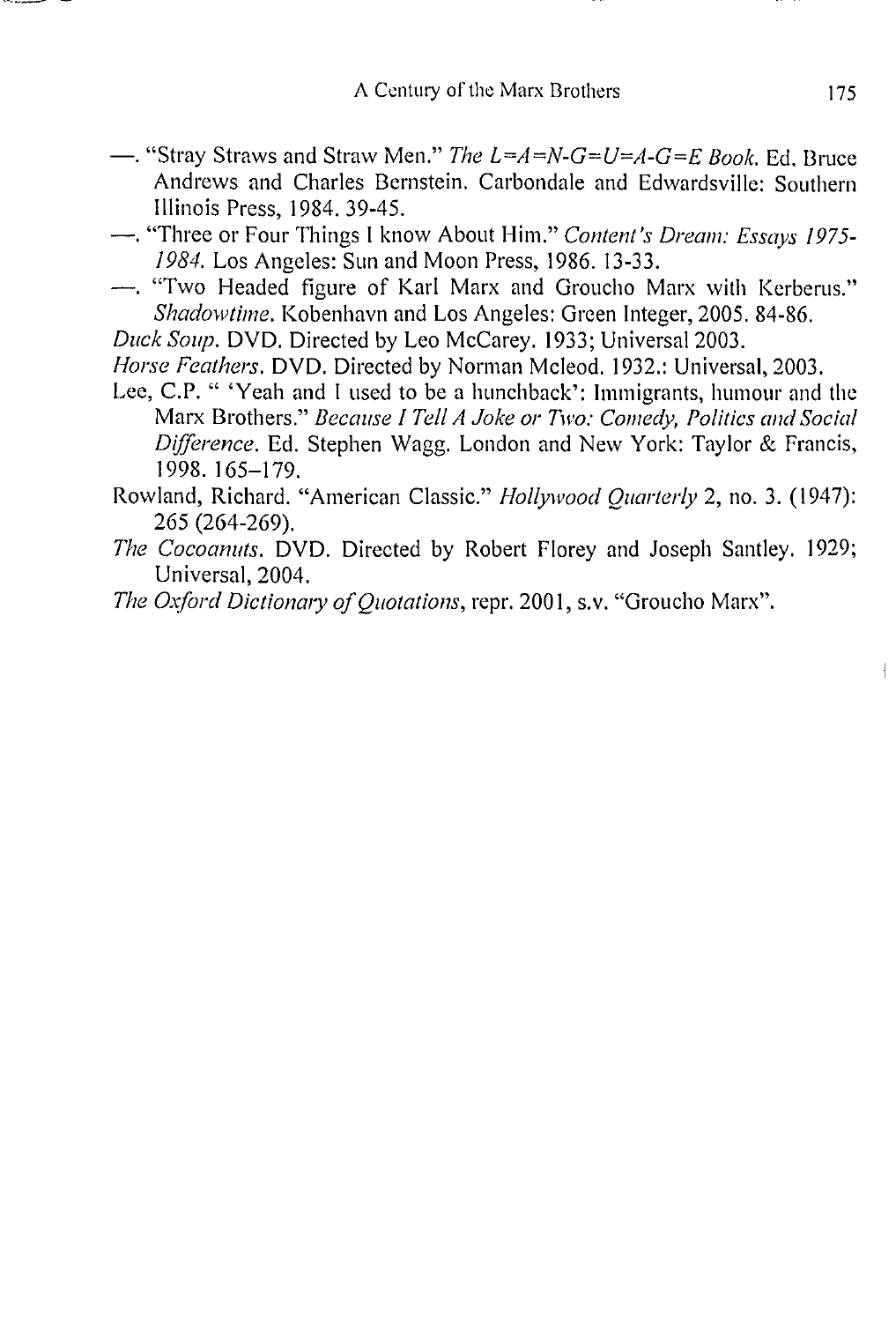—. "Stray Straws and Straw Men." *The L=A=N-G=U=A-G=E Book*. Ed. Bruce Andrews and Charles Bernstein. Carbondale and Edwardsville: Southern Illinois Press, 1984. 39-45.

—. "Three or Four Things I know About Him." *Content's Dream: Essays 1975-1984*. Los Angeles: Sun and Moon Press, 1986. 13-33.

—. "Two Headed figure of Karl Marx and Groucho Marx with Kerberus." *Shadowtime*. Kobenhavn and Los Angeles: Green Integer, 2005. 84-86.

*Duck Soup*. DVD. Directed by Leo McCarey. 1933; Universal 2003.

*Horse Feathers*. DVD. Directed by Norman Mcleod. 1932.: Universal, 2003.

Lee, C.P. " 'Yeah and I used to be a hunchback': Immigrants, humour and the Marx Brothers." *Because I Tell A Joke or Two: Comedy, Politics and Social Difference*. Ed. Stephen Wagg. London and New York: Taylor & Francis, 1998. 165–179.

Rowland, Richard. "American Classic." *Hollywood Quarterly* 2, no. 3. (1947): 265 (264-269).

*The Cocoanuts*. DVD. Directed by Robert Florey and Joseph Santley. 1929; Universal, 2004.

*The Oxford Dictionary of Quotations*, repr. 2001, s.v. "Groucho Marx".